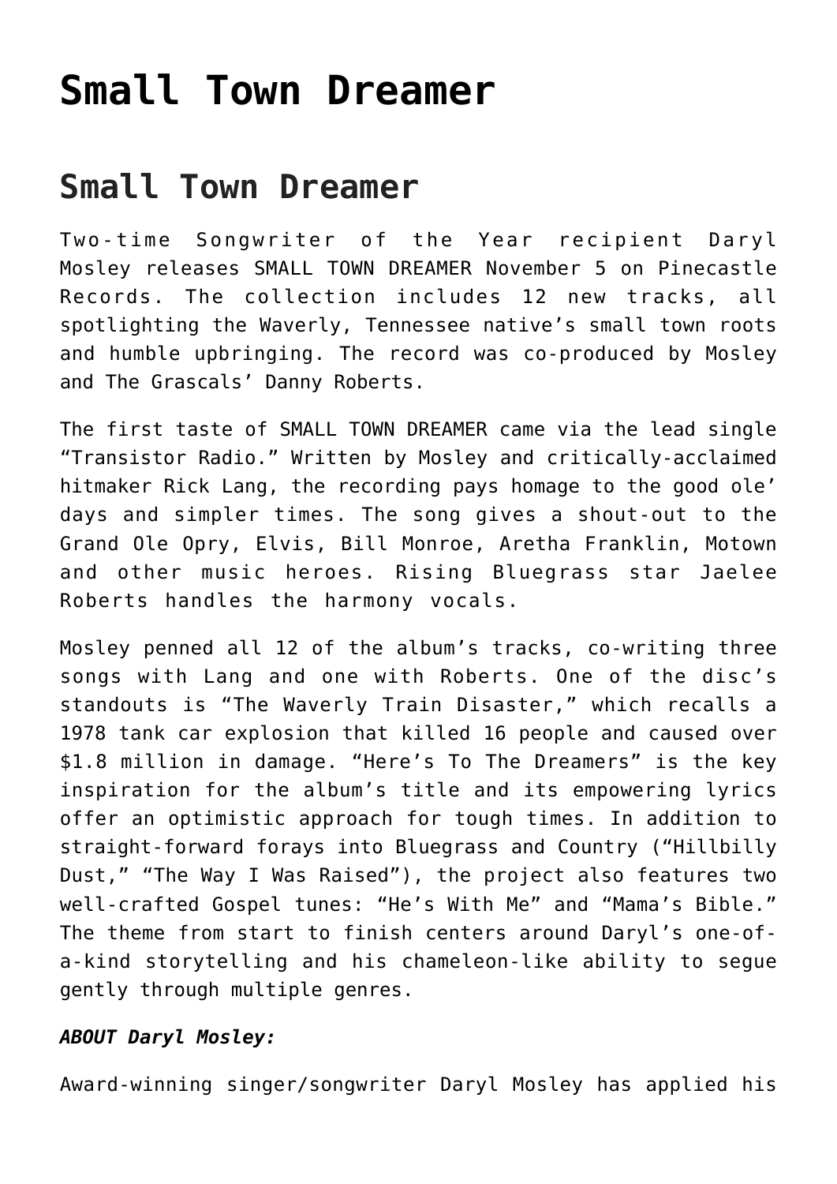# Small Town Dreamer

## Small Town Dreamer

Two-time Songwriter of the Year recipient Daryl Mosley releases SMALL TOWN DREAMER November 5 on Pinecastle Records. The collection includes 12 new tracks, all spotlighting the Waverly, Tennessee native's small town roots and humble upbringing. The record was co-produced by Mosley and The Grascals' Danny Roberts.

The first taste of SMALL TOWN DREAMER came via the lead single "Transistor Radio." Written by Mosley and critically-acclaimed hitmaker Rick Lang, the recording pays homage to the good ole' days and simpler times. The song gives a shout-out to the Grand Ole Opry, Elvis, Bill Monroe, Aretha Franklin, Motown and other music heroes. Rising Bluegrass star Jaelee Roberts handles the harmony vocals.

Mosley penned all 12 of the album's tracks, co-writing three songs with Lang and one with Roberts. One of the disc's standouts is "The Waverly Train Disaster," which recalls a 1978 tank car explosion that killed 16 people and caused over $1.8 million in damage. "Here's To The Dreamers" is the key inspiration for the album's title and its empowering lyrics offer an optimistic approach for tough times. In addition to straight-forward forays into Bluegrass and Country ("Hillbilly Dust," "The Way I Was Raised"), the project also features two well-crafted Gospel tunes: "He's With Me" and "Mama's Bible." The theme from start to finish centers around Daryl's one-of-a-kind storytelling and his chameleon-like ability to segue gently through multiple genres.

***ABOUT Daryl Mosley:***

Award-winning singer/songwriter Daryl Mosley has applied his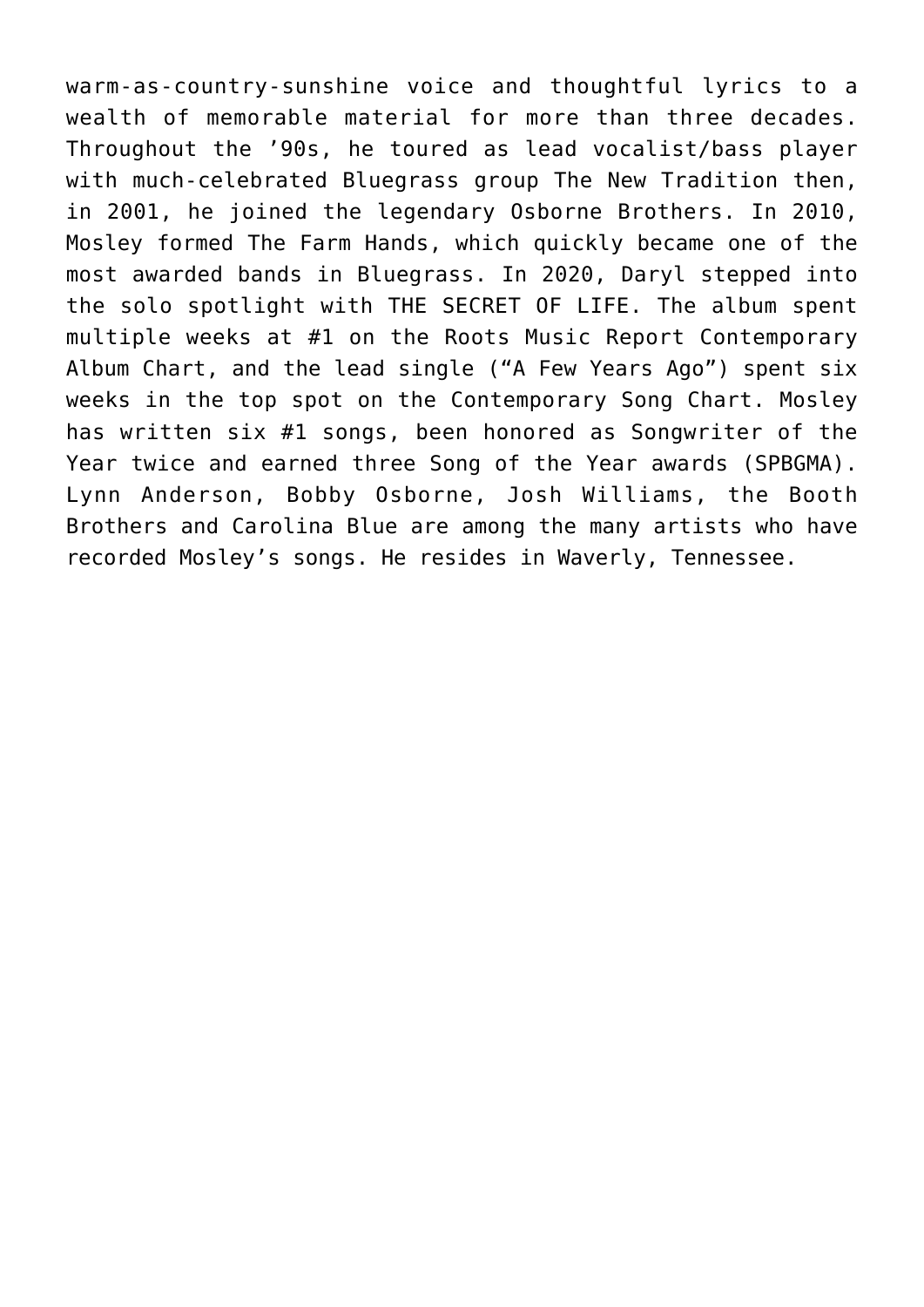warm-as-country-sunshine voice and thoughtful lyrics to a wealth of memorable material for more than three decades. Throughout the ’90s, he toured as lead vocalist/bass player with much-celebrated Bluegrass group The New Tradition then, in 2001, he joined the legendary Osborne Brothers. In 2010, Mosley formed The Farm Hands, which quickly became one of the most awarded bands in Bluegrass. In 2020, Daryl stepped into the solo spotlight with THE SECRET OF LIFE. The album spent multiple weeks at #1 on the Roots Music Report Contemporary Album Chart, and the lead single (“A Few Years Ago”) spent six weeks in the top spot on the Contemporary Song Chart. Mosley has written six #1 songs, been honored as Songwriter of the Year twice and earned three Song of the Year awards (SPBGMA). Lynn Anderson, Bobby Osborne, Josh Williams, the Booth Brothers and Carolina Blue are among the many artists who have recorded Mosley’s songs. He resides in Waverly, Tennessee.